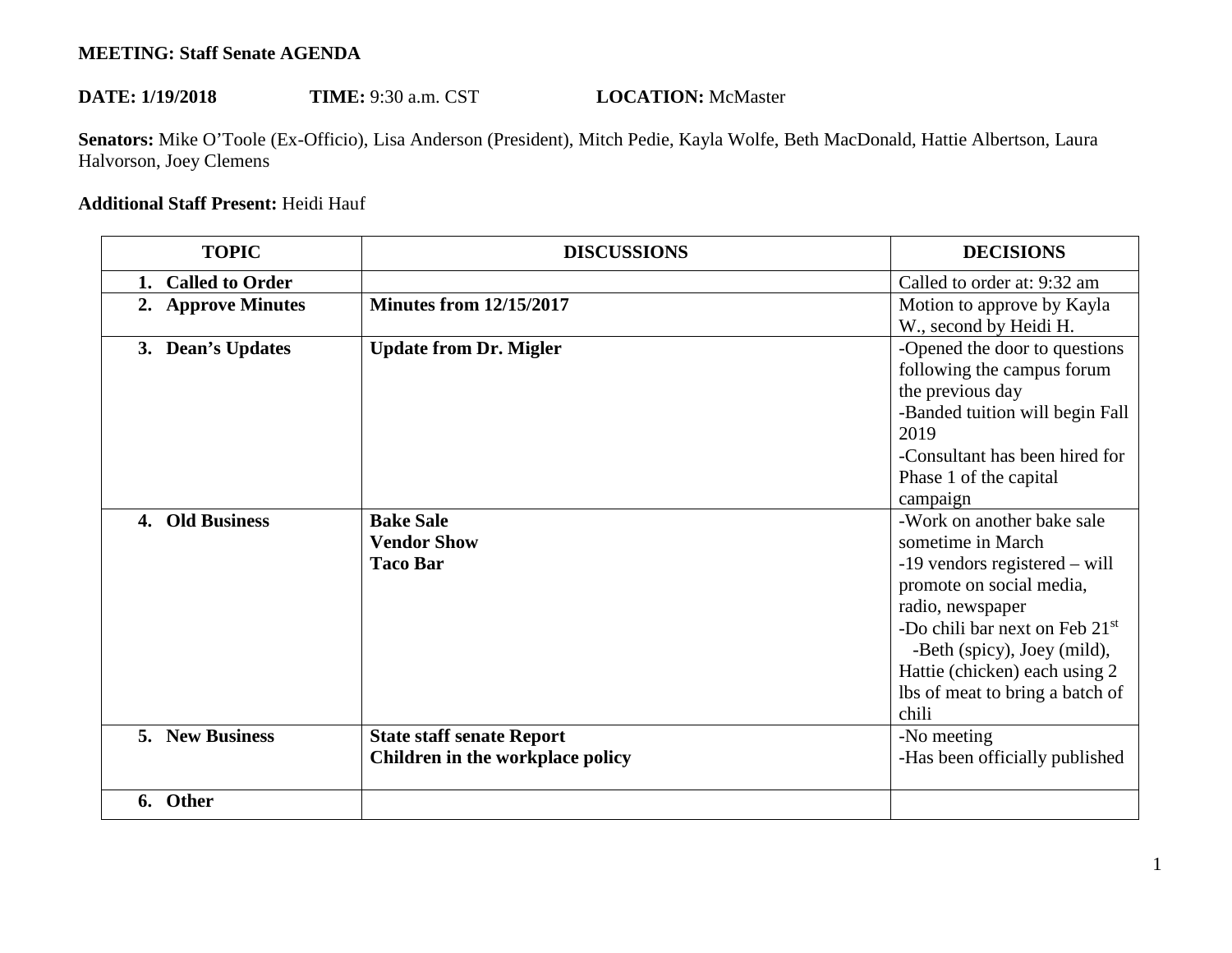**MEETING: Staff Senate AGENDA**

**DATE: 1/19/2018** **TIME:** 9:30 a.m. CST **LOCATION:** McMaster

**Senators:** Mike O'Toole (Ex-Officio), Lisa Anderson (President), Mitch Pedie, Kayla Wolfe, Beth MacDonald, Hattie Albertson, Laura Halvorson, Joey Clemens

**Additional Staff Present:** Heidi Hauf

| TOPIC | DISCUSSIONS | DECISIONS |
|---|---|---|
| **1. Called to Order** | | Called to order at: 9:32 am |
| **2. Approve Minutes** | **Minutes from 12/15/2017** | Motion to approve by Kayla W., second by Heidi H. |
| **3. Dean's Updates** | **Update from Dr. Migler** | -Opened the door to questions following the campus forum the previous day<br>-Banded tuition will begin Fall 2019<br>-Consultant has been hired for Phase 1 of the capital campaign |
| **4. Old Business** | **Bake Sale**<br>**Vendor Show**<br>**Taco Bar** | -Work on another bake sale sometime in March<br>-19 vendors registered – will promote on social media, radio, newspaper<br>-Do chili bar next on Feb 21st<br>-Beth (spicy), Joey (mild), Hattie (chicken) each using 2 lbs of meat to bring a batch of chili |
| **5. New Business** | **State staff senate Report**<br>**Children in the workplace policy** | -No meeting<br>-Has been officially published |
| **6. Other** | | |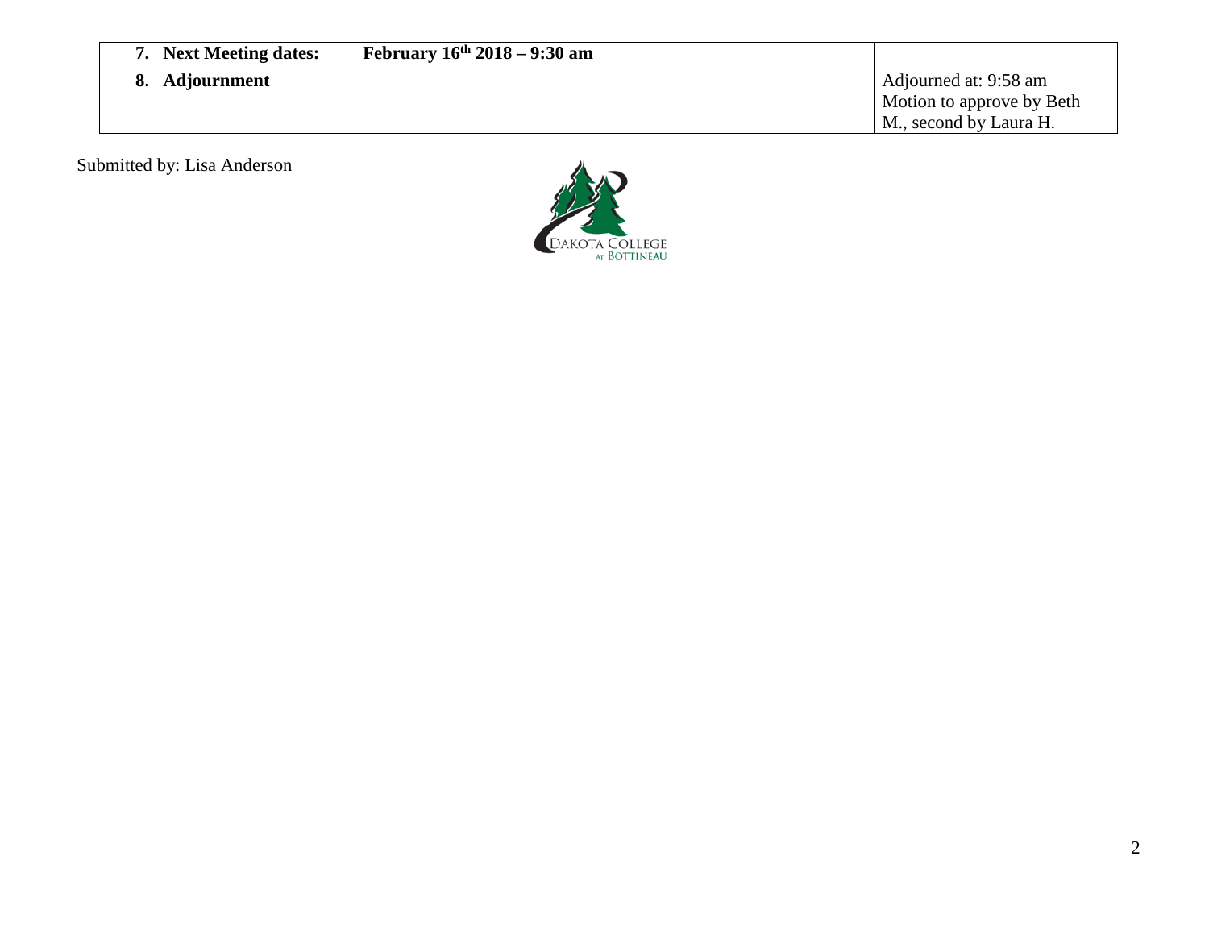| | | |
|---|---|---|
| **7. Next Meeting dates:** | **February 16th 2018 – 9:30 am** | |
| **8. Adjournment** | | Adjourned at: 9:58 am<br>Motion to approve by Beth M., second by Laura H. |

Submitted by: Lisa Anderson

DAKOTA COLLEGE AT BOTTINEAU